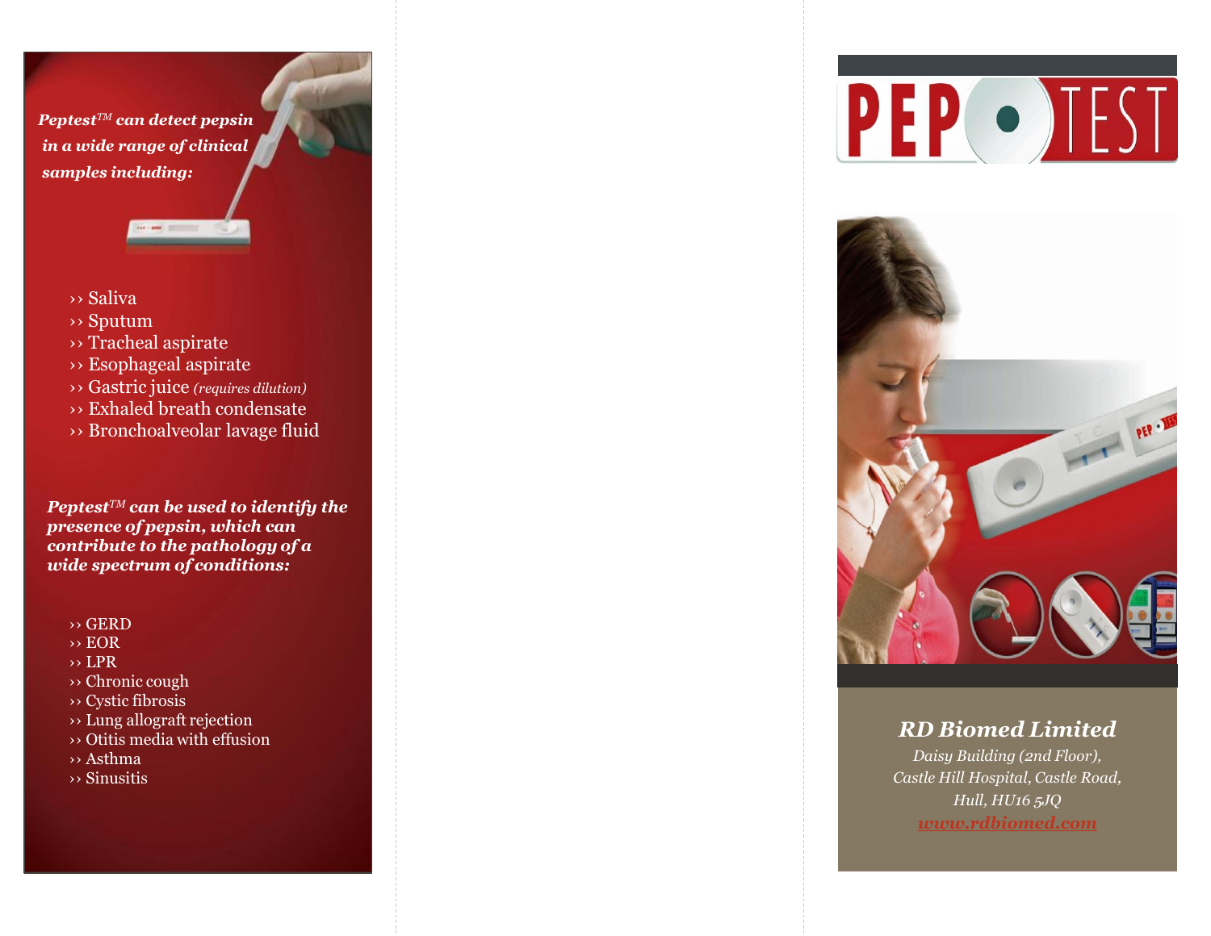*Peptest™ can detect pepsin in a wide range of clinical samples including:*

- Saliva
- Sputum
- Tracheal aspirate
- Esophageal aspirate
- Gastric juice *(requires dilution)*
- Exhaled breath condensate
- Bronchoalveolar lavage fluid

***Peptest™ can be used to identify the presence of pepsin, which can contribute to the pathology of a wide spectrum of conditions:***

- GERD
- EOR
- LPR
- Chronic cough
- Cystic fibrosis
- Lung allograft rejection
- Otitis media with effusion
- Asthma
- Sinusitis

# PEP TEST

***RD Biomed Limited***

*Daisy Building (2nd Floor),*
*Castle Hill Hospital, Castle Road,*
*Hull, HU16 5JQ*
*www.rdbiomed.com*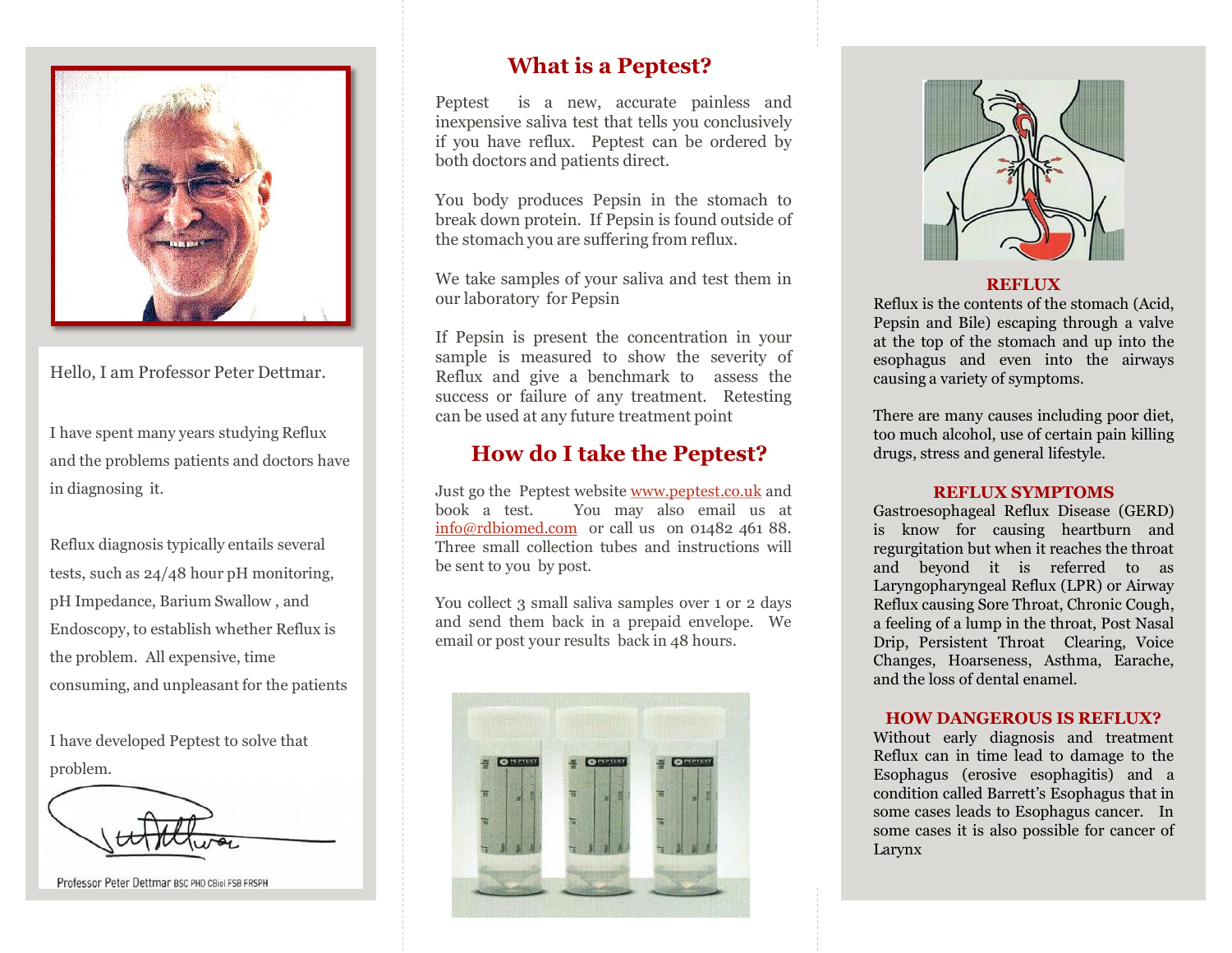Hello, I am Professor Peter Dettmar.

I have spent many years studying Reflux and the problems patients and doctors have in diagnosing it.

Reflux diagnosis typically entails several tests, such as 24/48 hour pH monitoring, pH Impedance, Barium Swallow , and Endoscopy, to establish whether Reflux is the problem. All expensive, time consuming, and unpleasant for the patients

I have developed Peptest to solve that problem.

Professor Peter Dettmar BSC PHD CBiol FSB FRSPH

## What is a Peptest?

Peptest is a new, accurate painless and inexpensive saliva test that tells you conclusively if you have reflux. Peptest can be ordered by both doctors and patients direct.

You body produces Pepsin in the stomach to break down protein. If Pepsin is found outside of the stomach you are suffering from reflux.

We take samples of your saliva and test them in our laboratory for Pepsin

If Pepsin is present the concentration in your sample is measured to show the severity of Reflux and give a benchmark to assess the success or failure of any treatment. Retesting can be used at any future treatment point

## How do I take the Peptest?

Just go the Peptest website www.peptest.co.uk and book a test. You may also email us at info@rdbiomed.com or call us on 01482 461 88. Three small collection tubes and instructions will be sent to you by post.

You collect 3 small saliva samples over 1 or 2 days and send them back in a prepaid envelope. We email or post your results back in 48 hours.

### REFLUX

Reflux is the contents of the stomach (Acid, Pepsin and Bile) escaping through a valve at the top of the stomach and up into the esophagus and even into the airways causing a variety of symptoms.

There are many causes including poor diet, too much alcohol, use of certain pain killing drugs, stress and general lifestyle.

### REFLUX SYMPTOMS

Gastroesophageal Reflux Disease (GERD) is know for causing heartburn and regurgitation but when it reaches the throat and beyond it is referred to as Laryngopharyngeal Reflux (LPR) or Airway Reflux causing Sore Throat, Chronic Cough, a feeling of a lump in the throat, Post Nasal Drip, Persistent Throat Clearing, Voice Changes, Hoarseness, Asthma, Earache, and the loss of dental enamel.

### HOW DANGEROUS IS REFLUX?

Without early diagnosis and treatment Reflux can in time lead to damage to the Esophagus (erosive esophagitis) and a condition called Barrett's Esophagus that in some cases leads to Esophagus cancer. In some cases it is also possible for cancer of Larynx